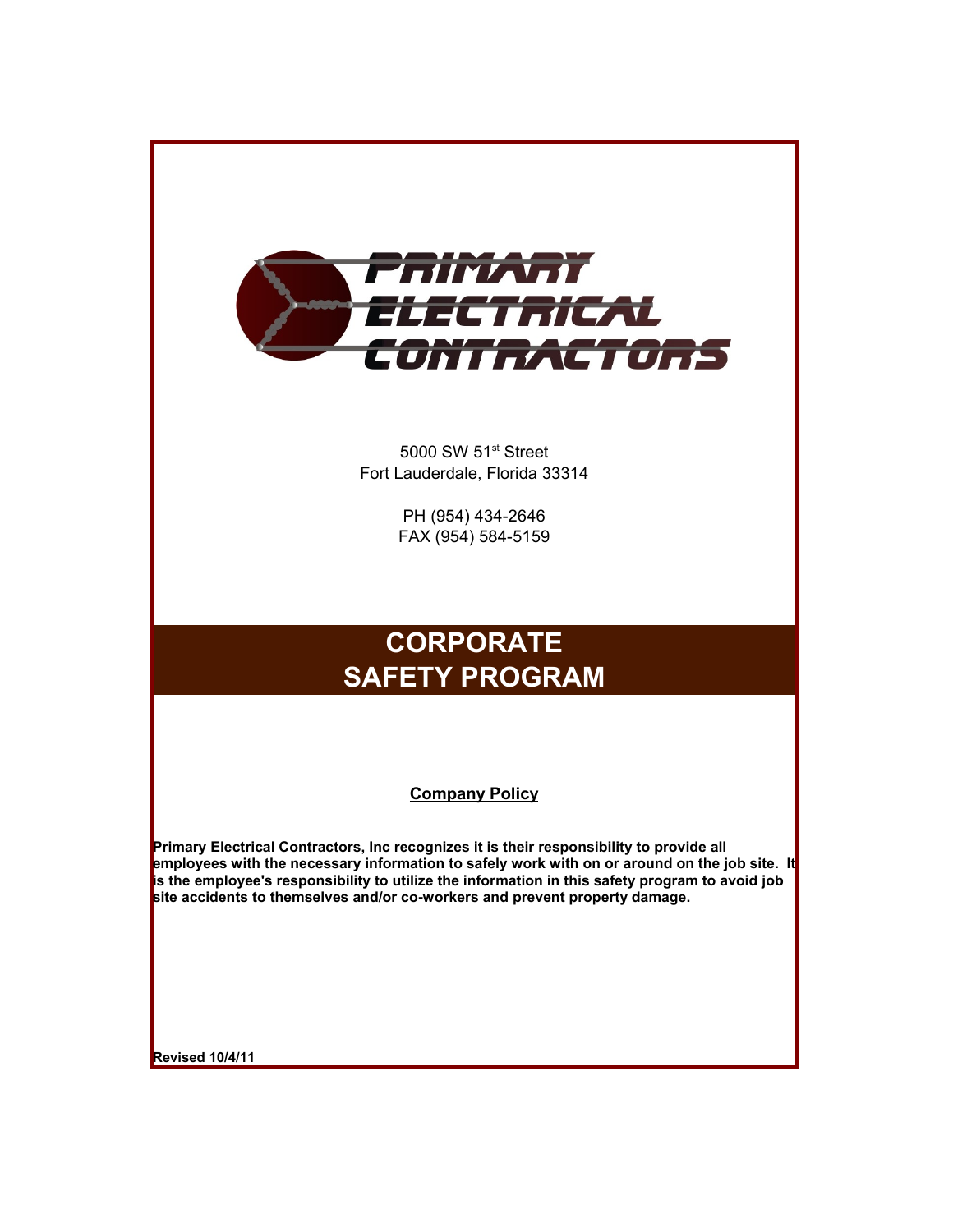# PRIMARY ELECTRICAL CONTRACTORS

5000 SW 51st Street
Fort Lauderdale, Florida 33314

PH (954) 434-2646
FAX (954) 584-5159

# CORPORATE SAFETY PROGRAM

## Company Policy

**Primary Electrical Contractors, Inc recognizes it is their responsibility to provide all employees with the necessary information to safely work with on or around on the job site. It is the employee's responsibility to utilize the information in this safety program to avoid job site accidents to themselves and/or co-workers and prevent property damage.**

**Revised 10/4/11**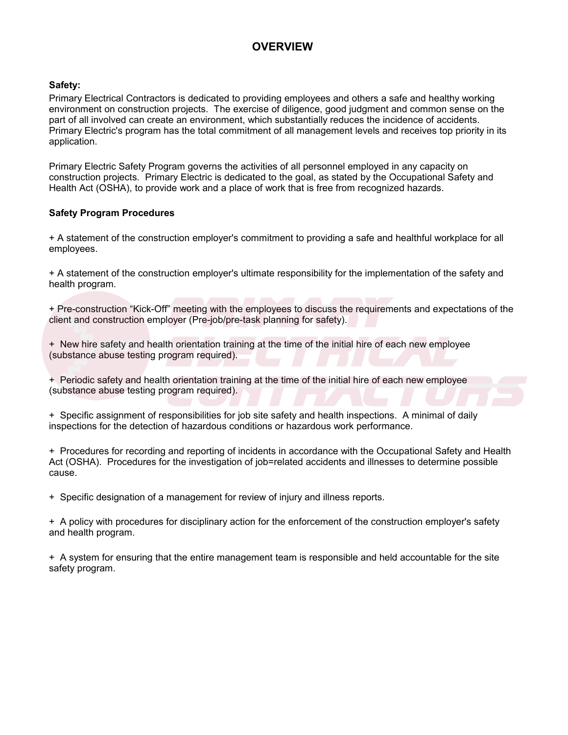# OVERVIEW

**Safety:**

Primary Electrical Contractors is dedicated to providing employees and others a safe and healthy working environment on construction projects. The exercise of diligence, good judgment and common sense on the part of all involved can create an environment, which substantially reduces the incidence of accidents. Primary Electric's program has the total commitment of all management levels and receives top priority in its application.

Primary Electric Safety Program governs the activities of all personnel employed in any capacity on construction projects. Primary Electric is dedicated to the goal, as stated by the Occupational Safety and Health Act (OSHA), to provide work and a place of work that is free from recognized hazards.

**Safety Program Procedures**

+ A statement of the construction employer's commitment to providing a safe and healthful workplace for all employees.

+ A statement of the construction employer's ultimate responsibility for the implementation of the safety and health program.

+ Pre-construction "Kick-Off" meeting with the employees to discuss the requirements and expectations of the client and construction employer (Pre-job/pre-task planning for safety).

+ New hire safety and health orientation training at the time of the initial hire of each new employee (substance abuse testing program required).

+ Periodic safety and health orientation training at the time of the initial hire of each new employee (substance abuse testing program required).

+ Specific assignment of responsibilities for job site safety and health inspections. A minimal of daily inspections for the detection of hazardous conditions or hazardous work performance.

+ Procedures for recording and reporting of incidents in accordance with the Occupational Safety and Health Act (OSHA). Procedures for the investigation of job=related accidents and illnesses to determine possible cause.

+ Specific designation of a management for review of injury and illness reports.

+ A policy with procedures for disciplinary action for the enforcement of the construction employer's safety and health program.

+ A system for ensuring that the entire management team is responsible and held accountable for the site safety program.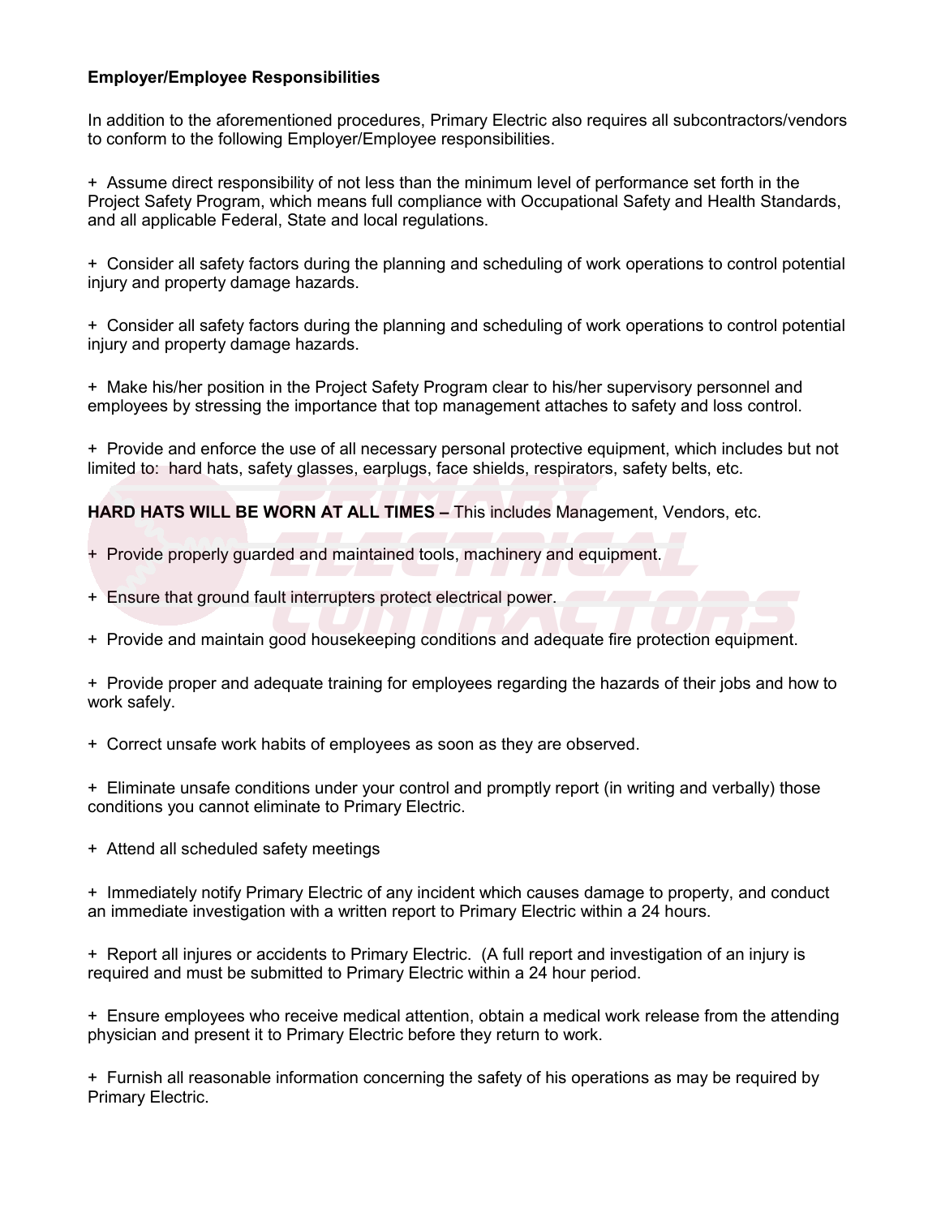**Employer/Employee Responsibilities**

In addition to the aforementioned procedures, Primary Electric also requires all subcontractors/vendors to conform to the following Employer/Employee responsibilities.

+ Assume direct responsibility of not less than the minimum level of performance set forth in the Project Safety Program, which means full compliance with Occupational Safety and Health Standards, and all applicable Federal, State and local regulations.

+ Consider all safety factors during the planning and scheduling of work operations to control potential injury and property damage hazards.

+ Consider all safety factors during the planning and scheduling of work operations to control potential injury and property damage hazards.

+ Make his/her position in the Project Safety Program clear to his/her supervisory personnel and employees by stressing the importance that top management attaches to safety and loss control.

+ Provide and enforce the use of all necessary personal protective equipment, which includes but not limited to: hard hats, safety glasses, earplugs, face shields, respirators, safety belts, etc.

**HARD HATS WILL BE WORN AT ALL TIMES –** This includes Management, Vendors, etc.

+ Provide properly guarded and maintained tools, machinery and equipment.

+ Ensure that ground fault interrupters protect electrical power.

+ Provide and maintain good housekeeping conditions and adequate fire protection equipment.

+ Provide proper and adequate training for employees regarding the hazards of their jobs and how to work safely.

+ Correct unsafe work habits of employees as soon as they are observed.

+ Eliminate unsafe conditions under your control and promptly report (in writing and verbally) those conditions you cannot eliminate to Primary Electric.

+ Attend all scheduled safety meetings

+ Immediately notify Primary Electric of any incident which causes damage to property, and conduct an immediate investigation with a written report to Primary Electric within a 24 hours.

+ Report all injures or accidents to Primary Electric. (A full report and investigation of an injury is required and must be submitted to Primary Electric within a 24 hour period.

+ Ensure employees who receive medical attention, obtain a medical work release from the attending physician and present it to Primary Electric before they return to work.

+ Furnish all reasonable information concerning the safety of his operations as may be required by Primary Electric.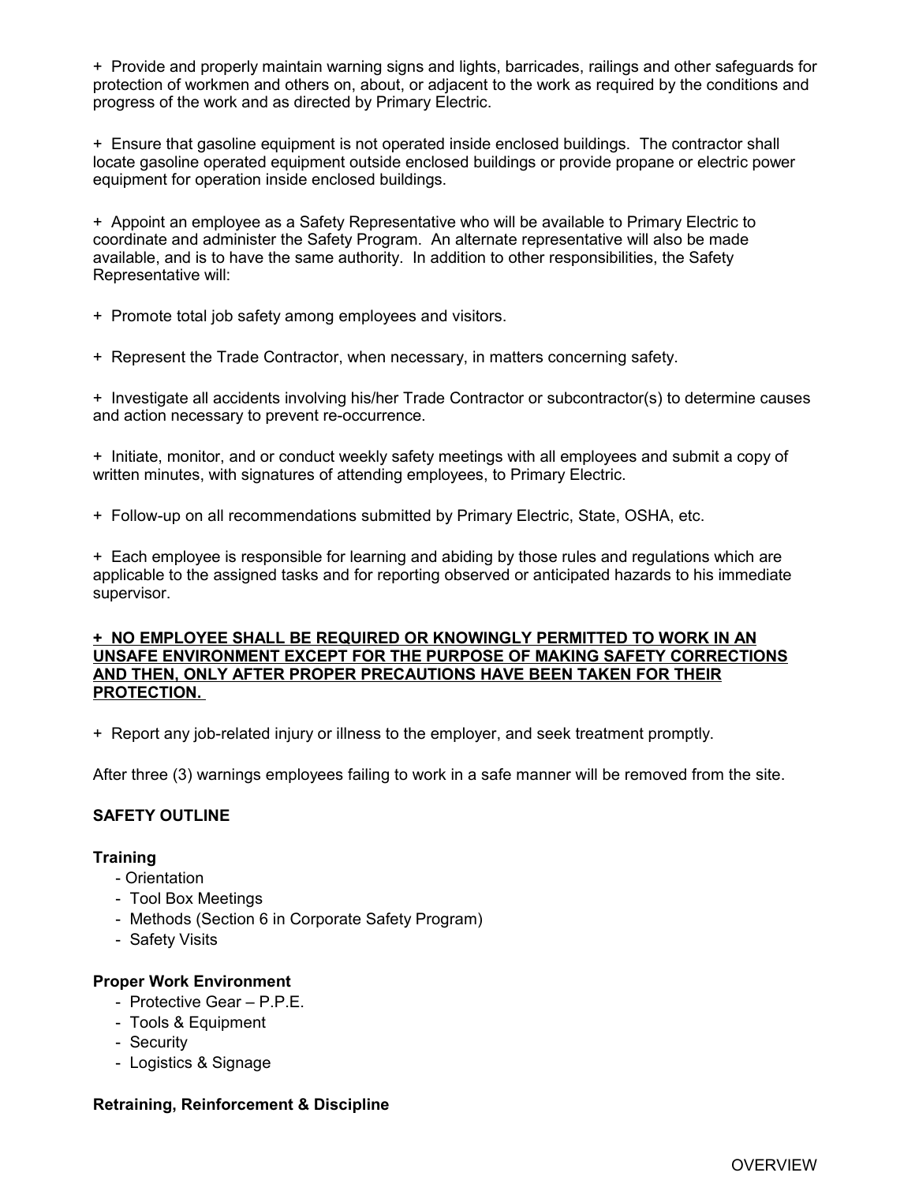\+ Provide and properly maintain warning signs and lights, barricades, railings and other safeguards for protection of workmen and others on, about, or adjacent to the work as required by the conditions and progress of the work and as directed by Primary Electric.

\+ Ensure that gasoline equipment is not operated inside enclosed buildings. The contractor shall locate gasoline operated equipment outside enclosed buildings or provide propane or electric power equipment for operation inside enclosed buildings.

\+ Appoint an employee as a Safety Representative who will be available to Primary Electric to coordinate and administer the Safety Program. An alternate representative will also be made available, and is to have the same authority. In addition to other responsibilities, the Safety Representative will:

\+ Promote total job safety among employees and visitors.

\+ Represent the Trade Contractor, when necessary, in matters concerning safety.

\+ Investigate all accidents involving his/her Trade Contractor or subcontractor(s) to determine causes and action necessary to prevent re-occurrence.

\+ Initiate, monitor, and or conduct weekly safety meetings with all employees and submit a copy of written minutes, with signatures of attending employees, to Primary Electric.

\+ Follow-up on all recommendations submitted by Primary Electric, State, OSHA, etc.

\+ Each employee is responsible for learning and abiding by those rules and regulations which are applicable to the assigned tasks and for reporting observed or anticipated hazards to his immediate supervisor.

**+ NO EMPLOYEE SHALL BE REQUIRED OR KNOWINGLY PERMITTED TO WORK IN AN UNSAFE ENVIRONMENT EXCEPT FOR THE PURPOSE OF MAKING SAFETY CORRECTIONS AND THEN, ONLY AFTER PROPER PRECAUTIONS HAVE BEEN TAKEN FOR THEIR PROTECTION.**

\+ Report any job-related injury or illness to the employer, and seek treatment promptly.

After three (3) warnings employees failing to work in a safe manner will be removed from the site.

**SAFETY OUTLINE**

**Training**

- Orientation
- Tool Box Meetings
- Methods (Section 6 in Corporate Safety Program)
- Safety Visits

**Proper Work Environment**

- Protective Gear – P.P.E.
- Tools & Equipment
- Security
- Logistics & Signage

**Retraining, Reinforcement & Discipline**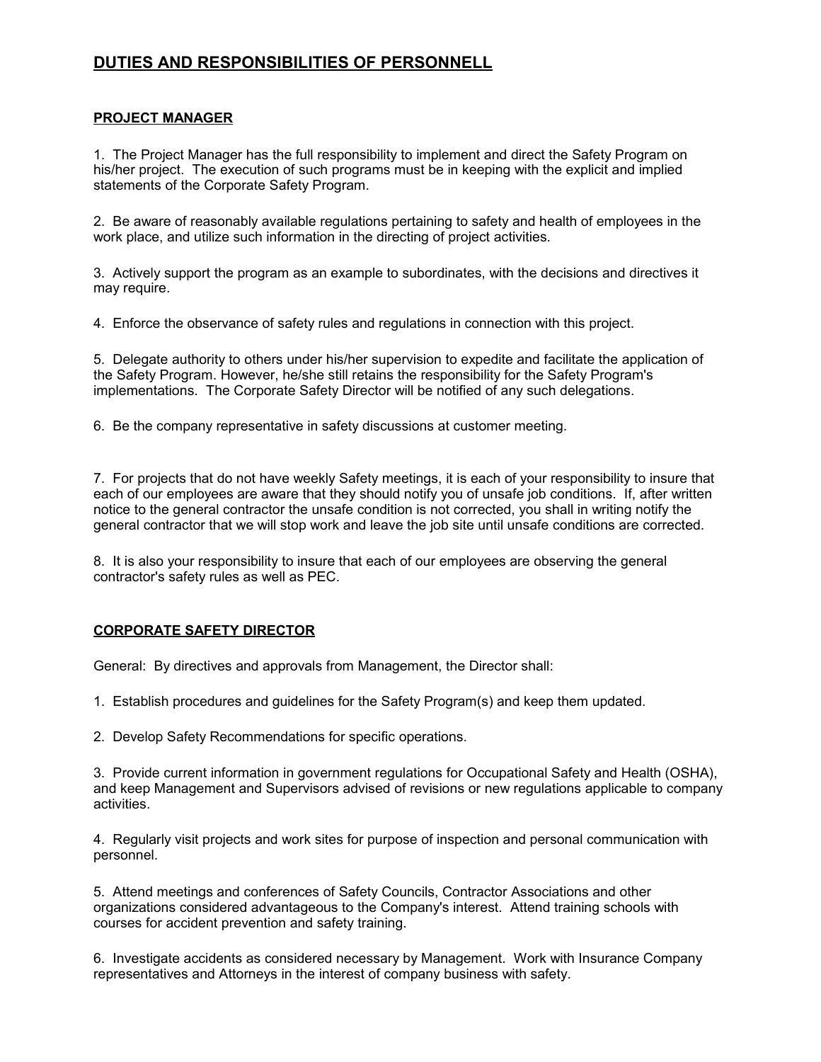# DUTIES AND RESPONSIBILITIES OF PERSONNELL

## PROJECT MANAGER

1. The Project Manager has the full responsibility to implement and direct the Safety Program on his/her project. The execution of such programs must be in keeping with the explicit and implied statements of the Corporate Safety Program.

2. Be aware of reasonably available regulations pertaining to safety and health of employees in the work place, and utilize such information in the directing of project activities.

3. Actively support the program as an example to subordinates, with the decisions and directives it may require.

4. Enforce the observance of safety rules and regulations in connection with this project.

5. Delegate authority to others under his/her supervision to expedite and facilitate the application of the Safety Program. However, he/she still retains the responsibility for the Safety Program's implementations. The Corporate Safety Director will be notified of any such delegations.

6. Be the company representative in safety discussions at customer meeting.

7. For projects that do not have weekly Safety meetings, it is each of your responsibility to insure that each of our employees are aware that they should notify you of unsafe job conditions. If, after written notice to the general contractor the unsafe condition is not corrected, you shall in writing notify the general contractor that we will stop work and leave the job site until unsafe conditions are corrected.

8. It is also your responsibility to insure that each of our employees are observing the general contractor's safety rules as well as PEC.

## CORPORATE SAFETY DIRECTOR

General: By directives and approvals from Management, the Director shall:

1. Establish procedures and guidelines for the Safety Program(s) and keep them updated.

2. Develop Safety Recommendations for specific operations.

3. Provide current information in government regulations for Occupational Safety and Health (OSHA), and keep Management and Supervisors advised of revisions or new regulations applicable to company activities.

4. Regularly visit projects and work sites for purpose of inspection and personal communication with personnel.

5. Attend meetings and conferences of Safety Councils, Contractor Associations and other organizations considered advantageous to the Company's interest. Attend training schools with courses for accident prevention and safety training.

6. Investigate accidents as considered necessary by Management. Work with Insurance Company representatives and Attorneys in the interest of company business with safety.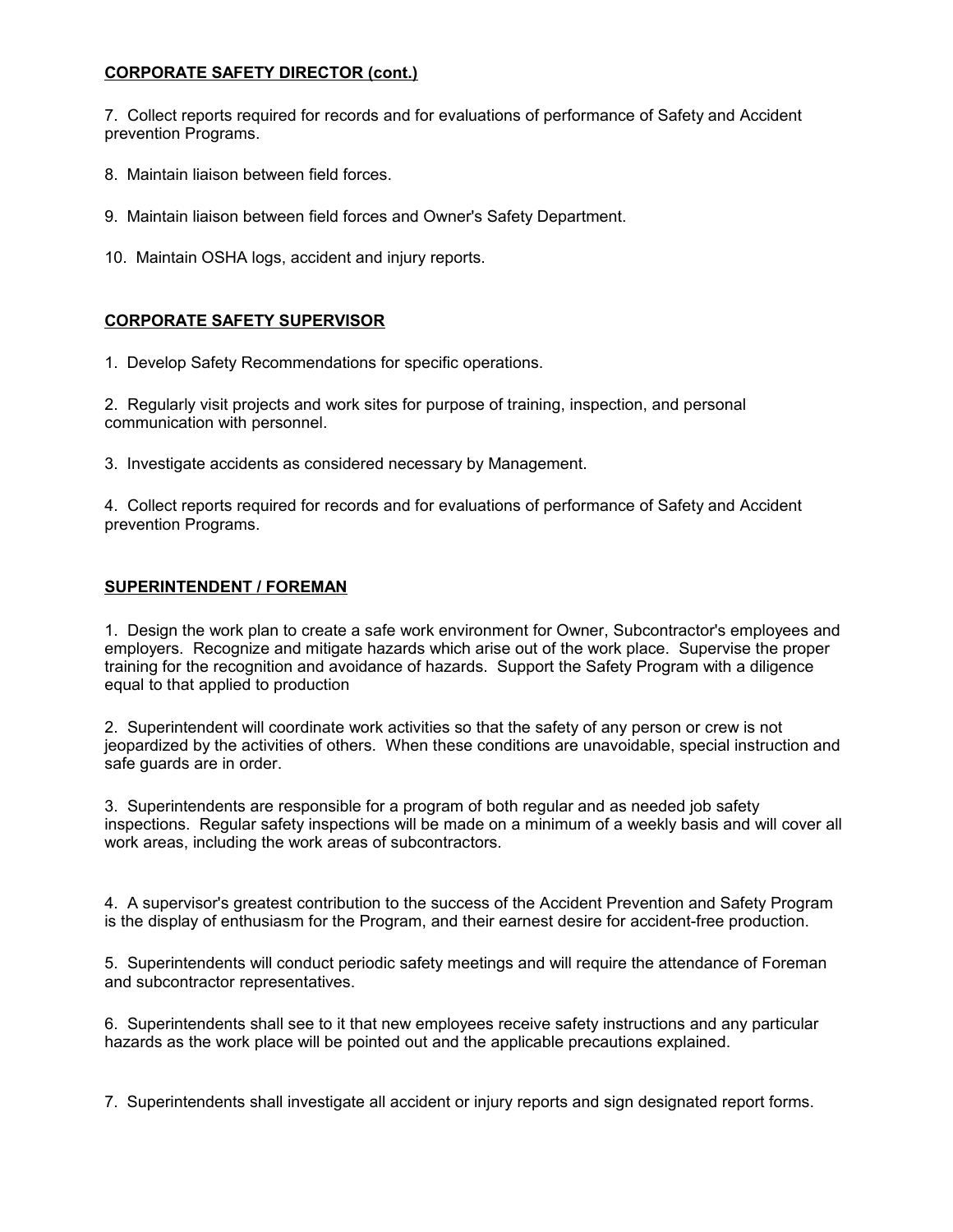**CORPORATE SAFETY DIRECTOR (cont.)**

7. Collect reports required for records and for evaluations of performance of Safety and Accident prevention Programs.

8. Maintain liaison between field forces.

9. Maintain liaison between field forces and Owner's Safety Department.

10. Maintain OSHA logs, accident and injury reports.

**CORPORATE SAFETY SUPERVISOR**

1. Develop Safety Recommendations for specific operations.

2. Regularly visit projects and work sites for purpose of training, inspection, and personal communication with personnel.

3. Investigate accidents as considered necessary by Management.

4. Collect reports required for records and for evaluations of performance of Safety and Accident prevention Programs.

**SUPERINTENDENT / FOREMAN**

1. Design the work plan to create a safe work environment for Owner, Subcontractor's employees and employers. Recognize and mitigate hazards which arise out of the work place. Supervise the proper training for the recognition and avoidance of hazards. Support the Safety Program with a diligence equal to that applied to production

2. Superintendent will coordinate work activities so that the safety of any person or crew is not jeopardized by the activities of others. When these conditions are unavoidable, special instruction and safe guards are in order.

3. Superintendents are responsible for a program of both regular and as needed job safety inspections. Regular safety inspections will be made on a minimum of a weekly basis and will cover all work areas, including the work areas of subcontractors.

4. A supervisor's greatest contribution to the success of the Accident Prevention and Safety Program is the display of enthusiasm for the Program, and their earnest desire for accident-free production.

5. Superintendents will conduct periodic safety meetings and will require the attendance of Foreman and subcontractor representatives.

6. Superintendents shall see to it that new employees receive safety instructions and any particular hazards as the work place will be pointed out and the applicable precautions explained.

7. Superintendents shall investigate all accident or injury reports and sign designated report forms.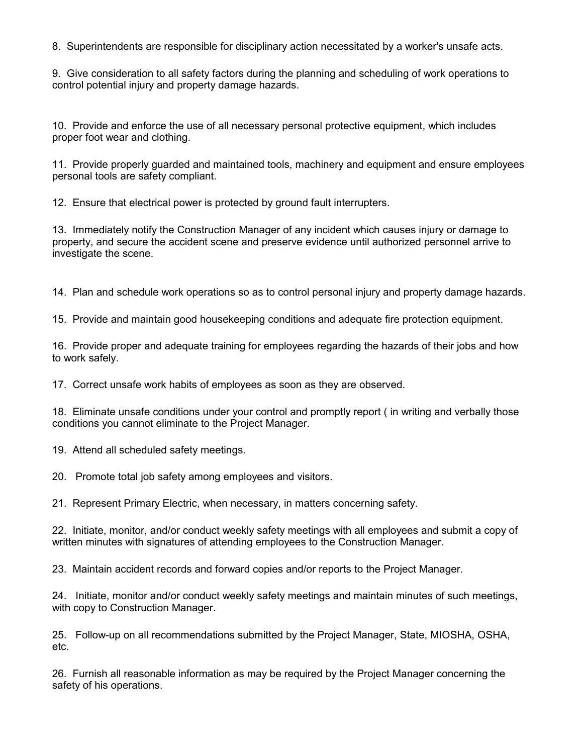8. Superintendents are responsible for disciplinary action necessitated by a worker's unsafe acts.

9. Give consideration to all safety factors during the planning and scheduling of work operations to control potential injury and property damage hazards.

10. Provide and enforce the use of all necessary personal protective equipment, which includes proper foot wear and clothing.

11. Provide properly guarded and maintained tools, machinery and equipment and ensure employees personal tools are safety compliant.

12. Ensure that electrical power is protected by ground fault interrupters.

13. Immediately notify the Construction Manager of any incident which causes injury or damage to property, and secure the accident scene and preserve evidence until authorized personnel arrive to investigate the scene.

14. Plan and schedule work operations so as to control personal injury and property damage hazards.

15. Provide and maintain good housekeeping conditions and adequate fire protection equipment.

16. Provide proper and adequate training for employees regarding the hazards of their jobs and how to work safely.

17. Correct unsafe work habits of employees as soon as they are observed.

18. Eliminate unsafe conditions under your control and promptly report ( in writing and verbally those conditions you cannot eliminate to the Project Manager.

19. Attend all scheduled safety meetings.

20. Promote total job safety among employees and visitors.

21. Represent Primary Electric, when necessary, in matters concerning safety.

22. Initiate, monitor, and/or conduct weekly safety meetings with all employees and submit a copy of written minutes with signatures of attending employees to the Construction Manager.

23. Maintain accident records and forward copies and/or reports to the Project Manager.

24. Initiate, monitor and/or conduct weekly safety meetings and maintain minutes of such meetings, with copy to Construction Manager.

25. Follow-up on all recommendations submitted by the Project Manager, State, MIOSHA, OSHA, etc.

26. Furnish all reasonable information as may be required by the Project Manager concerning the safety of his operations.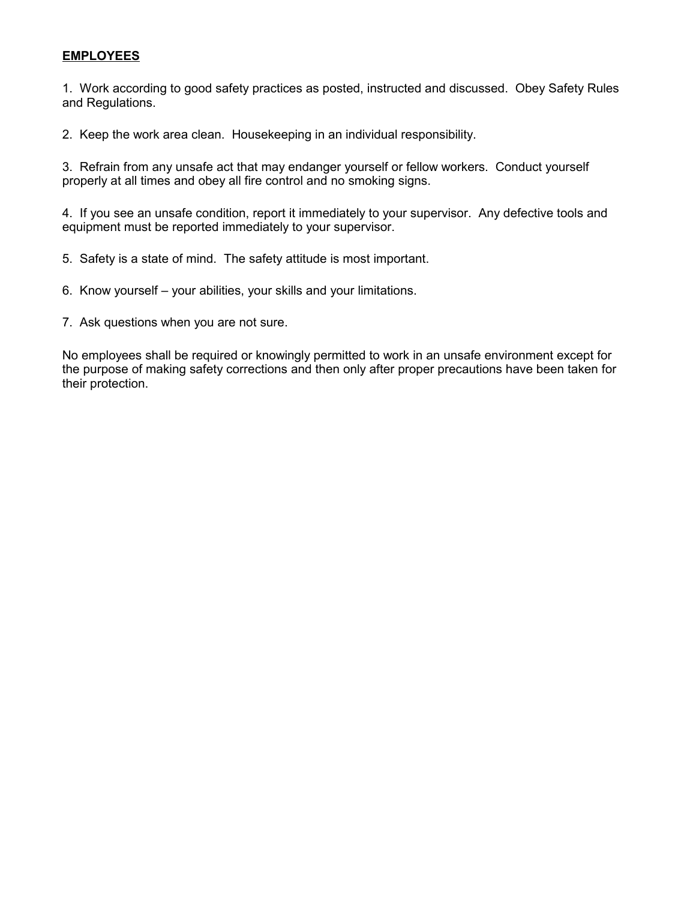**EMPLOYEES**

1. Work according to good safety practices as posted, instructed and discussed. Obey Safety Rules and Regulations.

2. Keep the work area clean. Housekeeping in an individual responsibility.

3. Refrain from any unsafe act that may endanger yourself or fellow workers. Conduct yourself properly at all times and obey all fire control and no smoking signs.

4. If you see an unsafe condition, report it immediately to your supervisor. Any defective tools and equipment must be reported immediately to your supervisor.

5. Safety is a state of mind. The safety attitude is most important.

6. Know yourself – your abilities, your skills and your limitations.

7. Ask questions when you are not sure.

No employees shall be required or knowingly permitted to work in an unsafe environment except for the purpose of making safety corrections and then only after proper precautions have been taken for their protection.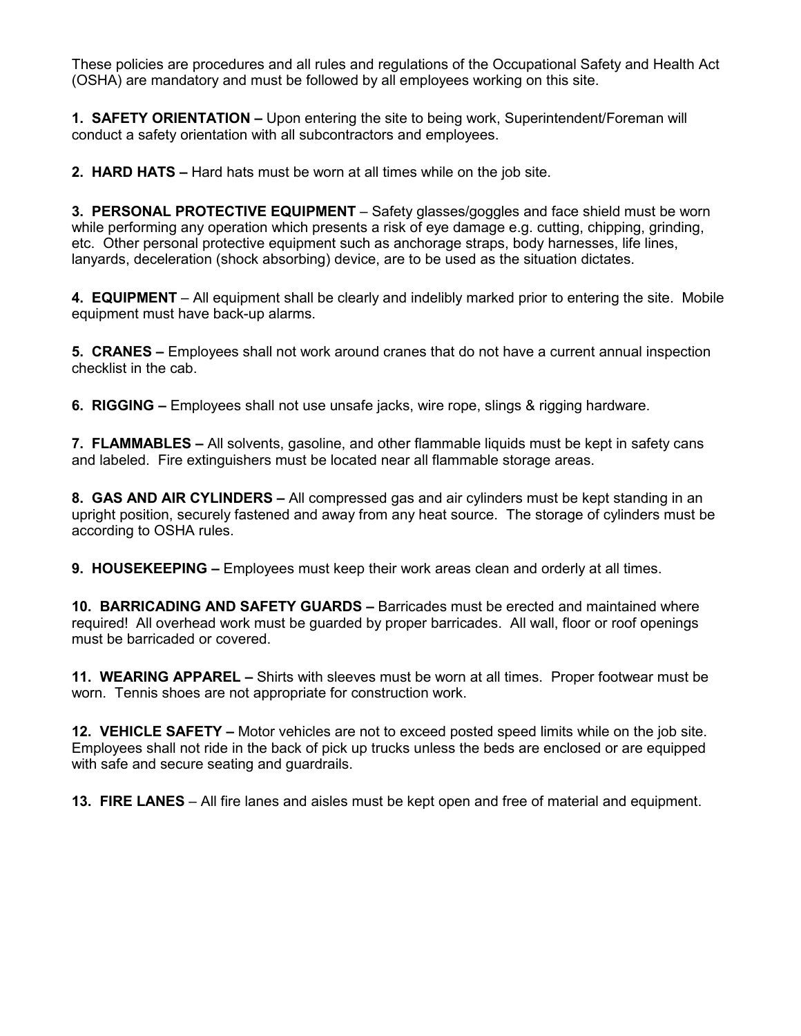These policies are procedures and all rules and regulations of the Occupational Safety and Health Act (OSHA) are mandatory and must be followed by all employees working on this site.

**1. SAFETY ORIENTATION –** Upon entering the site to being work, Superintendent/Foreman will conduct a safety orientation with all subcontractors and employees.

**2. HARD HATS –** Hard hats must be worn at all times while on the job site.

**3. PERSONAL PROTECTIVE EQUIPMENT** – Safety glasses/goggles and face shield must be worn while performing any operation which presents a risk of eye damage e.g. cutting, chipping, grinding, etc. Other personal protective equipment such as anchorage straps, body harnesses, life lines, lanyards, deceleration (shock absorbing) device, are to be used as the situation dictates.

**4. EQUIPMENT** – All equipment shall be clearly and indelibly marked prior to entering the site. Mobile equipment must have back-up alarms.

**5. CRANES –** Employees shall not work around cranes that do not have a current annual inspection checklist in the cab.

**6. RIGGING –** Employees shall not use unsafe jacks, wire rope, slings & rigging hardware.

**7. FLAMMABLES –** All solvents, gasoline, and other flammable liquids must be kept in safety cans and labeled. Fire extinguishers must be located near all flammable storage areas.

**8. GAS AND AIR CYLINDERS –** All compressed gas and air cylinders must be kept standing in an upright position, securely fastened and away from any heat source. The storage of cylinders must be according to OSHA rules.

**9. HOUSEKEEPING –** Employees must keep their work areas clean and orderly at all times.

**10. BARRICADING AND SAFETY GUARDS –** Barricades must be erected and maintained where required! All overhead work must be guarded by proper barricades. All wall, floor or roof openings must be barricaded or covered.

**11. WEARING APPAREL –** Shirts with sleeves must be worn at all times. Proper footwear must be worn. Tennis shoes are not appropriate for construction work.

**12. VEHICLE SAFETY –** Motor vehicles are not to exceed posted speed limits while on the job site. Employees shall not ride in the back of pick up trucks unless the beds are enclosed or are equipped with safe and secure seating and guardrails.

**13. FIRE LANES** – All fire lanes and aisles must be kept open and free of material and equipment.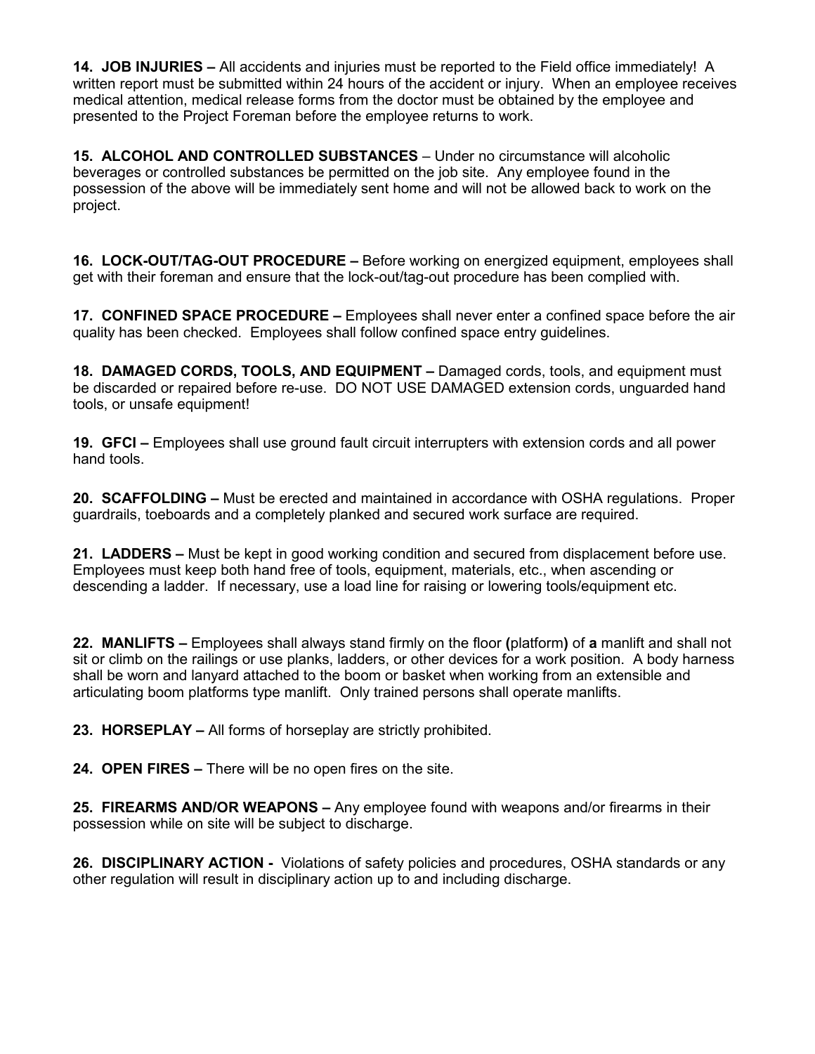**14. JOB INJURIES –** All accidents and injuries must be reported to the Field office immediately! A written report must be submitted within 24 hours of the accident or injury. When an employee receives medical attention, medical release forms from the doctor must be obtained by the employee and presented to the Project Foreman before the employee returns to work.

**15. ALCOHOL AND CONTROLLED SUBSTANCES** – Under no circumstance will alcoholic beverages or controlled substances be permitted on the job site. Any employee found in the possession of the above will be immediately sent home and will not be allowed back to work on the project.

**16. LOCK-OUT/TAG-OUT PROCEDURE –** Before working on energized equipment, employees shall get with their foreman and ensure that the lock-out/tag-out procedure has been complied with.

**17. CONFINED SPACE PROCEDURE –** Employees shall never enter a confined space before the air quality has been checked. Employees shall follow confined space entry guidelines.

**18. DAMAGED CORDS, TOOLS, AND EQUIPMENT –** Damaged cords, tools, and equipment must be discarded or repaired before re-use. DO NOT USE DAMAGED extension cords, unguarded hand tools, or unsafe equipment!

**19. GFCI –** Employees shall use ground fault circuit interrupters with extension cords and all power hand tools.

**20. SCAFFOLDING –** Must be erected and maintained in accordance with OSHA regulations. Proper guardrails, toeboards and a completely planked and secured work surface are required.

**21. LADDERS –** Must be kept in good working condition and secured from displacement before use. Employees must keep both hand free of tools, equipment, materials, etc., when ascending or descending a ladder. If necessary, use a load line for raising or lowering tools/equipment etc.

**22. MANLIFTS –** Employees shall always stand firmly on the floor **(**platform**)** of **a** manlift and shall not sit or climb on the railings or use planks, ladders, or other devices for a work position. A body harness shall be worn and lanyard attached to the boom or basket when working from an extensible and articulating boom platforms type manlift. Only trained persons shall operate manlifts.

**23. HORSEPLAY –** All forms of horseplay are strictly prohibited.

**24. OPEN FIRES –** There will be no open fires on the site.

**25. FIREARMS AND/OR WEAPONS –** Any employee found with weapons and/or firearms in their possession while on site will be subject to discharge.

**26. DISCIPLINARY ACTION -** Violations of safety policies and procedures, OSHA standards or any other regulation will result in disciplinary action up to and including discharge.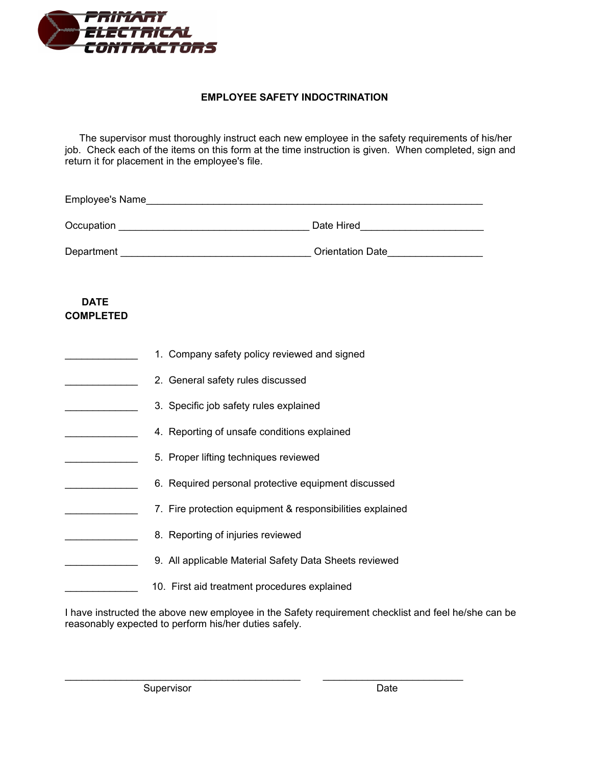PRIMARY ELECTRICAL CONTRACTORS

## EMPLOYEE SAFETY INDOCTRINATION

The supervisor must thoroughly instruct each new employee in the safety requirements of his/her job. Check each of the items on this form at the time instruction is given. When completed, sign and return it for placement in the employee's file.

Employee's Name_______________________________________________________________

Occupation __________________________________ Date Hired______________________

Department __________________________________ Orientation Date_________________

**DATE COMPLETED**

_____________ 1. Company safety policy reviewed and signed

_____________ 2. General safety rules discussed

_____________ 3. Specific job safety rules explained

_____________ 4. Reporting of unsafe conditions explained

_____________ 5. Proper lifting techniques reviewed

_____________ 6. Required personal protective equipment discussed

_____________ 7. Fire protection equipment & responsibilities explained

_____________ 8. Reporting of injuries reviewed

_____________ 9. All applicable Material Safety Data Sheets reviewed

_____________ 10. First aid treatment procedures explained

I have instructed the above new employee in the Safety requirement checklist and feel he/she can be reasonably expected to perform his/her duties safely.

__________________________________________ __________________________

Supervisor Date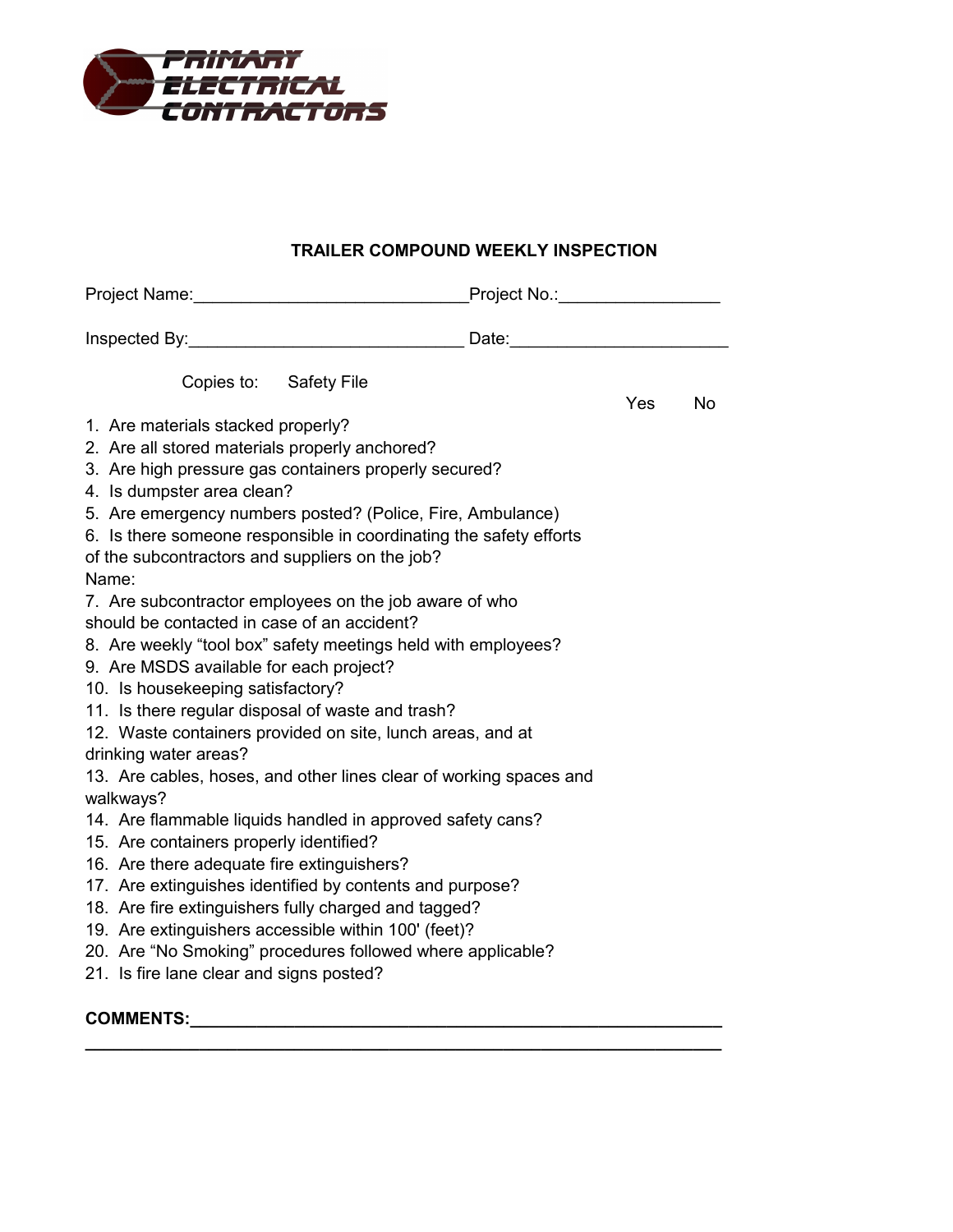PRIMARY ELECTRICAL CONTRACTORS

## TRAILER COMPOUND WEEKLY INSPECTION

Project Name:____________________________Project No.:________________

Inspected By:____________________________ Date:______________________

Copies to: Safety File

| | Yes | No |
|---|---|---|
| 1. Are materials stacked properly? | | |
| 2. Are all stored materials properly anchored? | | |
| 3. Are high pressure gas containers properly secured? | | |
| 4. Is dumpster area clean? | | |
| 5. Are emergency numbers posted? (Police, Fire, Ambulance) | | |
| 6. Is there someone responsible in coordinating the safety efforts of the subcontractors and suppliers on the job? Name: | | |
| 7. Are subcontractor employees on the job aware of who should be contacted in case of an accident? | | |
| 8. Are weekly "tool box" safety meetings held with employees? | | |
| 9. Are MSDS available for each project? | | |
| 10. Is housekeeping satisfactory? | | |
| 11. Is there regular disposal of waste and trash? | | |
| 12. Waste containers provided on site, lunch areas, and at drinking water areas? | | |
| 13. Are cables, hoses, and other lines clear of working spaces and walkways? | | |
| 14. Are flammable liquids handled in approved safety cans? | | |
| 15. Are containers properly identified? | | |
| 16. Are there adequate fire extinguishers? | | |
| 17. Are extinguishes identified by contents and purpose? | | |
| 18. Are fire extinguishers fully charged and tagged? | | |
| 19. Are extinguishers accessible within 100' (feet)? | | |
| 20. Are "No Smoking" procedures followed where applicable? | | |
| 21. Is fire lane clear and signs posted? | | |

**COMMENTS:**__________________________________________________________

_____________________________________________________________________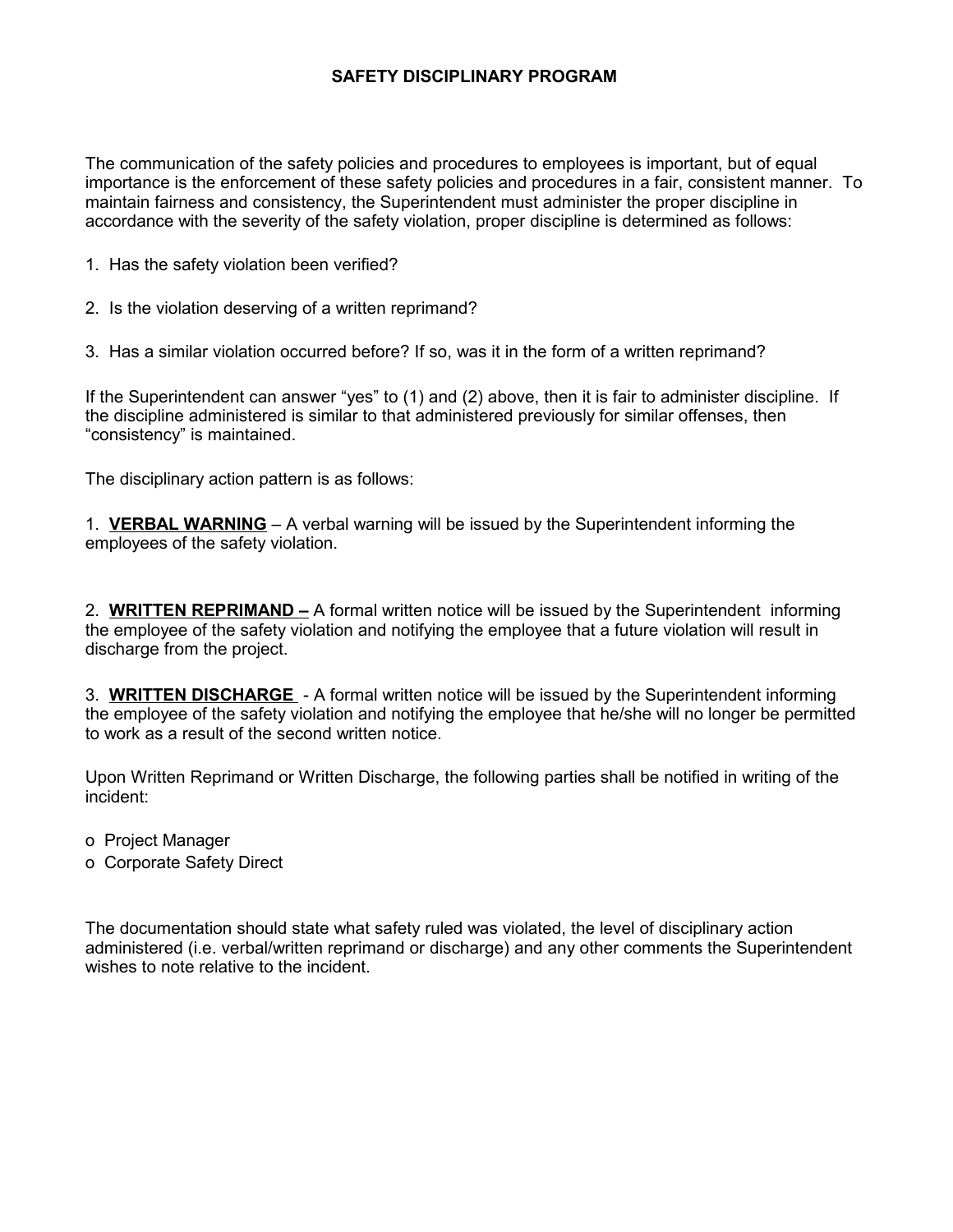# SAFETY DISCIPLINARY PROGRAM

The communication of the safety policies and procedures to employees is important, but of equal importance is the enforcement of these safety policies and procedures in a fair, consistent manner. To maintain fairness and consistency, the Superintendent must administer the proper discipline in accordance with the severity of the safety violation, proper discipline is determined as follows:

1. Has the safety violation been verified?

2. Is the violation deserving of a written reprimand?

3. Has a similar violation occurred before? If so, was it in the form of a written reprimand?

If the Superintendent can answer "yes" to (1) and (2) above, then it is fair to administer discipline. If the discipline administered is similar to that administered previously for similar offenses, then "consistency" is maintained.

The disciplinary action pattern is as follows:

1. **VERBAL WARNING** – A verbal warning will be issued by the Superintendent informing the employees of the safety violation.

2. **WRITTEN REPRIMAND –** A formal written notice will be issued by the Superintendent informing the employee of the safety violation and notifying the employee that a future violation will result in discharge from the project.

3. **WRITTEN DISCHARGE** - A formal written notice will be issued by the Superintendent informing the employee of the safety violation and notifying the employee that he/she will no longer be permitted to work as a result of the second written notice.

Upon Written Reprimand or Written Discharge, the following parties shall be notified in writing of the incident:

- Project Manager
- Corporate Safety Direct

The documentation should state what safety ruled was violated, the level of disciplinary action administered (i.e. verbal/written reprimand or discharge) and any other comments the Superintendent wishes to note relative to the incident.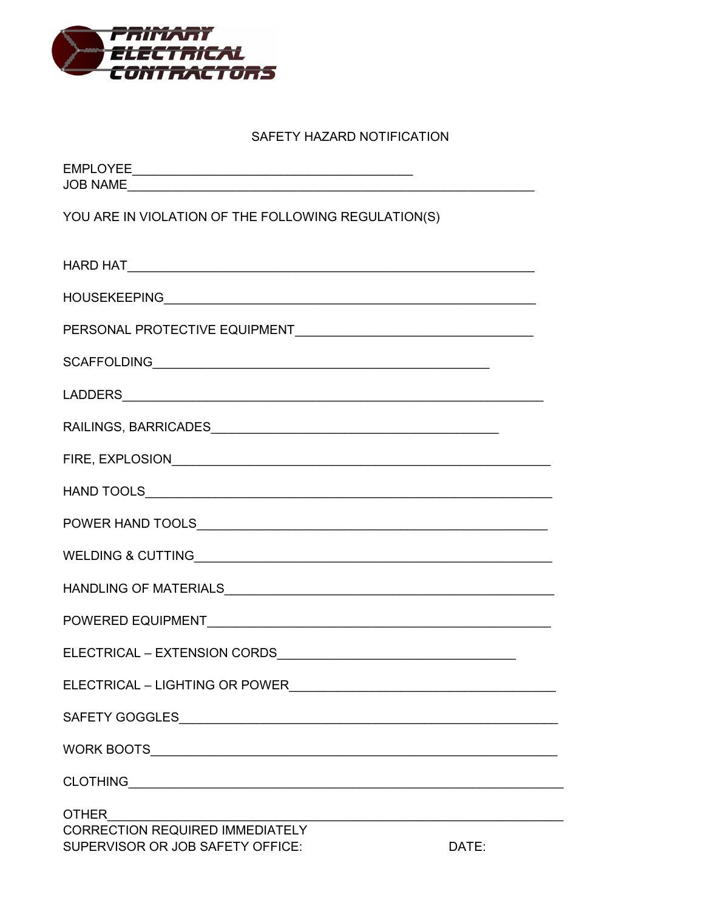PRIMARY ELECTRICAL CONTRACTORS

## SAFETY HAZARD NOTIFICATION

EMPLOYEE_______________________________________
JOB NAME_________________________________________________________

YOU ARE IN VIOLATION OF THE FOLLOWING REGULATION(S)

HARD HAT_________________________________________________________

HOUSEKEEPING_____________________________________________________

PERSONAL PROTECTIVE EQUIPMENT_________________________________

SCAFFOLDING_______________________________________________

LADDERS___________________________________________________________

RAILINGS, BARRICADES_________________________________________

FIRE, EXPLOSION______________________________________________________

HAND TOOLS__________________________________________________________

POWER HAND TOOLS___________________________________________________

WELDING & CUTTING___________________________________________________

HANDLING OF MATERIALS______________________________________________

POWERED EQUIPMENT_________________________________________________

ELECTRICAL – EXTENSION CORDS__________________________________

ELECTRICAL – LIGHTING OR POWER______________________________________

SAFETY GOGGLES_______________________________________________________

WORK BOOTS__________________________________________________________

CLOTHING_____________________________________________________________

OTHER_________________________________________________________________
CORRECTION REQUIRED IMMEDIATELY
SUPERVISOR OR JOB SAFETY OFFICE: DATE: